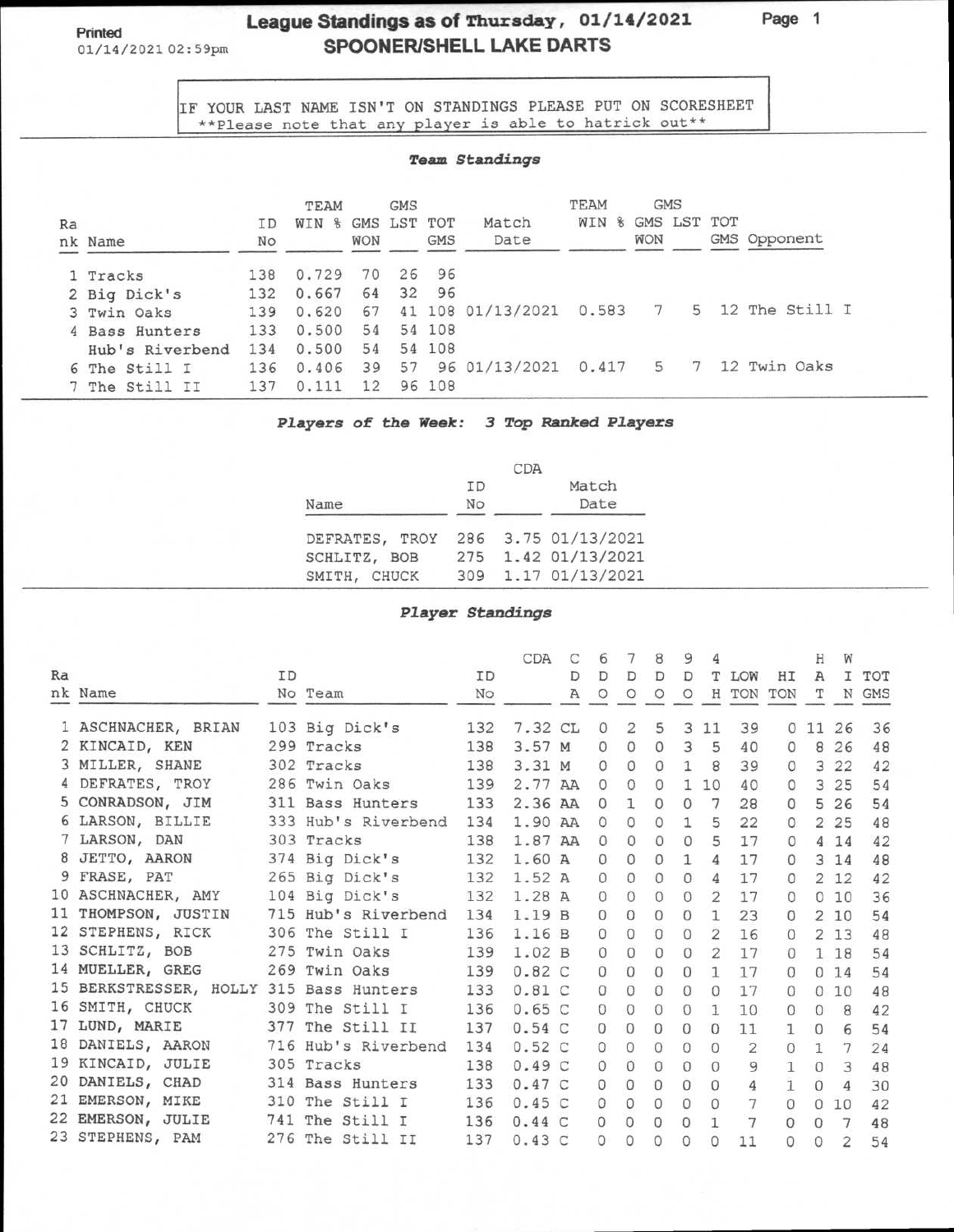Printed
01/14/2021 02:59pm

# League Standings as of Thursday, 01/14/2021
## SPOONER/SHELL LAKE DARTS

IF YOUR LAST NAME ISN'T ON STANDINGS PLEASE PUT ON SCORESHEET
**Please note that any player is able to hatrick out**

### *Team Standings*

| Rank | Name | ID No | TEAM WIN % | GMS WON | GMS LST | TOT GMS | Match Date | TEAM WIN % | GMS WON | GMS LST | TOT GMS | Opponent |
|---|---|---|---|---|---|---|---|---|---|---|---|---|
| 1 | Tracks | 138 | 0.729 | 70 | 26 | 96 | | | | | | |
| 2 | Big Dick's | 132 | 0.667 | 64 | 32 | 96 | | | | | | |
| 3 | Twin Oaks | 139 | 0.620 | 67 | 41 | 108 | 01/13/2021 | 0.583 | 7 | 5 | 12 | The Still I |
| 4 | Bass Hunters | 133 | 0.500 | 54 | 54 | 108 | | | | | | |
| | Hub's Riverbend | 134 | 0.500 | 54 | 54 | 108 | | | | | | |
| 6 | The Still I | 136 | 0.406 | 39 | 57 | 96 | 01/13/2021 | 0.417 | 5 | 7 | 12 | Twin Oaks |
| 7 | The Still II | 137 | 0.111 | 12 | 96 | 108 | | | | | | |

### *Players of the Week: 3 Top Ranked Players*

| Name | ID No | CDA | Match Date |
|---|---|---|---|
| DEFRATES, TROY | 286 | 3.75 | 01/13/2021 |
| SCHLITZ, BOB | 275 | 1.42 | 01/13/2021 |
| SMITH, CHUCK | 309 | 1.17 | 01/13/2021 |

### *Player Standings*

| Rank | Name | ID No | Team | ID No | CDA | CDA | 6DO | 7DO | 8DO | 9DO | 4TH | LOW TON | HI TON | HAT | WIN | TOT GMS |
|---|---|---|---|---|---|---|---|---|---|---|---|---|---|---|---|---|
| 1 | ASCHNACHER, BRIAN | 103 | Big Dick's | 132 | 7.32 | CL | 0 | 2 | 5 | 3 | 11 | 39 | 0 | 11 | 26 | 36 |
| 2 | KINCAID, KEN | 299 | Tracks | 138 | 3.57 | M | 0 | 0 | 0 | 3 | 5 | 40 | 0 | 8 | 26 | 48 |
| 3 | MILLER, SHANE | 302 | Tracks | 138 | 3.31 | M | 0 | 0 | 0 | 1 | 8 | 39 | 0 | 3 | 22 | 42 |
| 4 | DEFRATES, TROY | 286 | Twin Oaks | 139 | 2.77 | AA | 0 | 0 | 0 | 1 | 10 | 40 | 0 | 3 | 25 | 54 |
| 5 | CONRADSON, JIM | 311 | Bass Hunters | 133 | 2.36 | AA | 0 | 1 | 0 | 0 | 7 | 28 | 0 | 5 | 26 | 54 |
| 6 | LARSON, BILLIE | 333 | Hub's Riverbend | 134 | 1.90 | AA | 0 | 0 | 0 | 1 | 5 | 22 | 0 | 2 | 25 | 48 |
| 7 | LARSON, DAN | 303 | Tracks | 138 | 1.87 | AA | 0 | 0 | 0 | 0 | 5 | 17 | 0 | 4 | 14 | 42 |
| 8 | JETTO, AARON | 374 | Big Dick's | 132 | 1.60 | A | 0 | 0 | 0 | 1 | 4 | 17 | 0 | 3 | 14 | 48 |
| 9 | FRASE, PAT | 265 | Big Dick's | 132 | 1.52 | A | 0 | 0 | 0 | 0 | 4 | 17 | 0 | 2 | 12 | 42 |
| 10 | ASCHNACHER, AMY | 104 | Big Dick's | 132 | 1.28 | A | 0 | 0 | 0 | 0 | 2 | 17 | 0 | 0 | 10 | 36 |
| 11 | THOMPSON, JUSTIN | 715 | Hub's Riverbend | 134 | 1.19 | B | 0 | 0 | 0 | 0 | 1 | 23 | 0 | 2 | 10 | 54 |
| 12 | STEPHENS, RICK | 306 | The Still I | 136 | 1.16 | B | 0 | 0 | 0 | 0 | 2 | 16 | 0 | 2 | 13 | 48 |
| 13 | SCHLITZ, BOB | 275 | Twin Oaks | 139 | 1.02 | B | 0 | 0 | 0 | 0 | 2 | 17 | 0 | 1 | 18 | 54 |
| 14 | MUELLER, GREG | 269 | Twin Oaks | 139 | 0.82 | C | 0 | 0 | 0 | 0 | 1 | 17 | 0 | 0 | 14 | 54 |
| 15 | BERKSTRESSER, HOLLY | 315 | Bass Hunters | 133 | 0.81 | C | 0 | 0 | 0 | 0 | 0 | 17 | 0 | 0 | 10 | 48 |
| 16 | SMITH, CHUCK | 309 | The Still I | 136 | 0.65 | C | 0 | 0 | 0 | 0 | 1 | 10 | 0 | 0 | 8 | 42 |
| 17 | LUND, MARIE | 377 | The Still II | 137 | 0.54 | C | 0 | 0 | 0 | 0 | 0 | 11 | 1 | 0 | 6 | 54 |
| 18 | DANIELS, AARON | 716 | Hub's Riverbend | 134 | 0.52 | C | 0 | 0 | 0 | 0 | 0 | 2 | 0 | 1 | 7 | 24 |
| 19 | KINCAID, JULIE | 305 | Tracks | 138 | 0.49 | C | 0 | 0 | 0 | 0 | 0 | 9 | 1 | 0 | 3 | 48 |
| 20 | DANIELS, CHAD | 314 | Bass Hunters | 133 | 0.47 | C | 0 | 0 | 0 | 0 | 0 | 4 | 1 | 0 | 4 | 30 |
| 21 | EMERSON, MIKE | 310 | The Still I | 136 | 0.45 | C | 0 | 0 | 0 | 0 | 0 | 7 | 0 | 0 | 10 | 42 |
| 22 | EMERSON, JULIE | 741 | The Still I | 136 | 0.44 | C | 0 | 0 | 0 | 0 | 1 | 7 | 0 | 0 | 7 | 48 |
| 23 | STEPHENS, PAM | 276 | The Still II | 137 | 0.43 | C | 0 | 0 | 0 | 0 | 0 | 11 | 0 | 0 | 2 | 54 |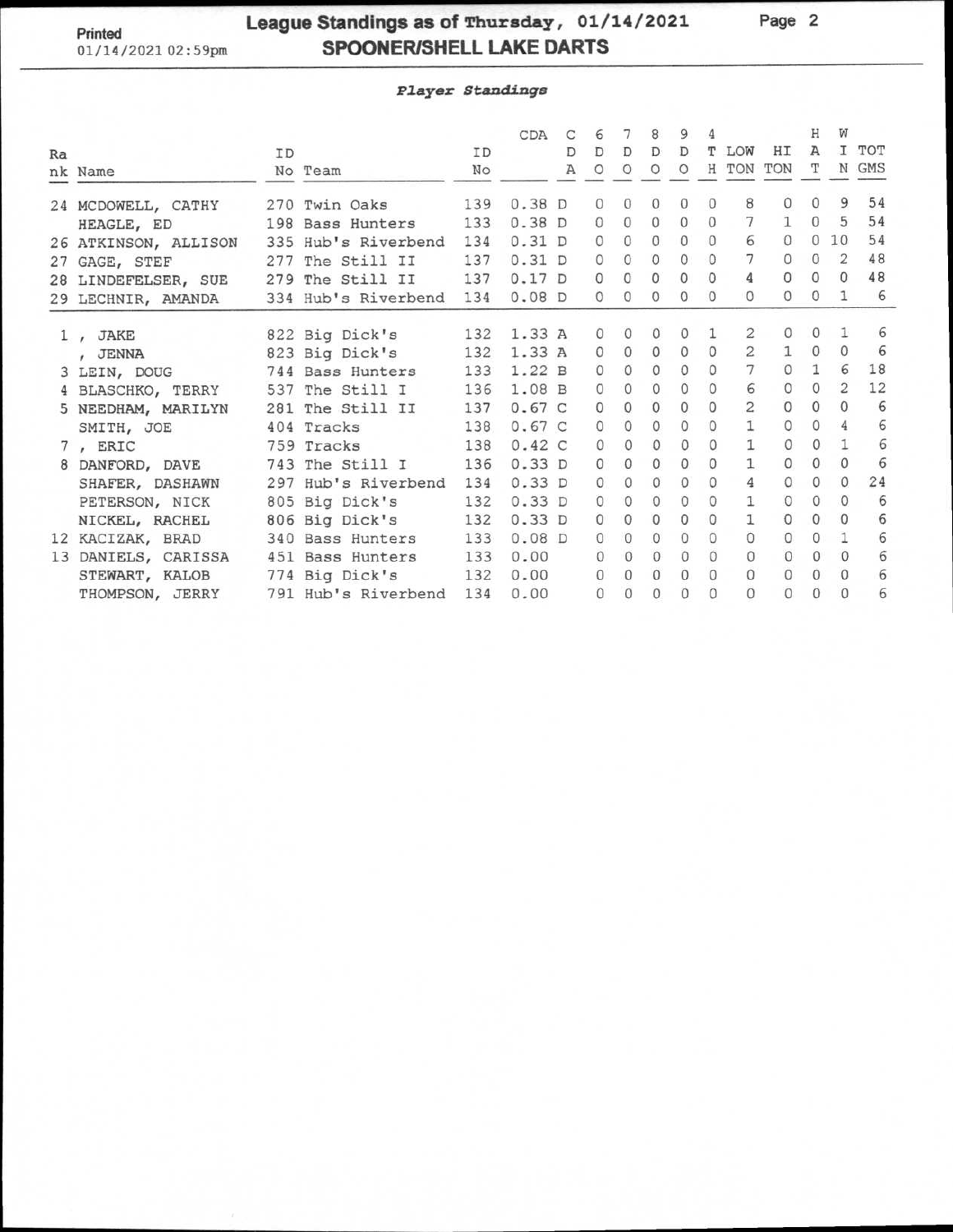Printed 01/14/2021 02:59pm

# League Standings as of Thursday, 01/14/2021
## SPOONER/SHELL LAKE DARTS

### *Player Standings*

| Rank | Name | ID No | Team | ID No | CDA | CDA | 6DO | 7DO | 8DO | 9DO | 4TH | LOW TON | HI TON | HAT | WIN | TOT GMS |
|---|---|---|---|---|---|---|---|---|---|---|---|---|---|---|---|---|
| 24 | MCDOWELL, CATHY | 270 | Twin Oaks | 139 | 0.38 | D | 0 | 0 | 0 | 0 | 0 | 8 | 0 | 0 | 9 | 54 |
| | HEAGLE, ED | 198 | Bass Hunters | 133 | 0.38 | D | 0 | 0 | 0 | 0 | 0 | 7 | 1 | 0 | 5 | 54 |
| 26 | ATKINSON, ALLISON | 335 | Hub's Riverbend | 134 | 0.31 | D | 0 | 0 | 0 | 0 | 0 | 6 | 0 | 0 | 10 | 54 |
| 27 | GAGE, STEF | 277 | The Still II | 137 | 0.31 | D | 0 | 0 | 0 | 0 | 0 | 7 | 0 | 0 | 2 | 48 |
| 28 | LINDEFELSER, SUE | 279 | The Still II | 137 | 0.17 | D | 0 | 0 | 0 | 0 | 0 | 4 | 0 | 0 | 0 | 48 |
| 29 | LECHNIR, AMANDA | 334 | Hub's Riverbend | 134 | 0.08 | D | 0 | 0 | 0 | 0 | 0 | 0 | 0 | 0 | 1 | 6 |
| 1 | , JAKE | 822 | Big Dick's | 132 | 1.33 | A | 0 | 0 | 0 | 0 | 1 | 2 | 0 | 0 | 1 | 6 |
| | , JENNA | 823 | Big Dick's | 132 | 1.33 | A | 0 | 0 | 0 | 0 | 0 | 2 | 1 | 0 | 0 | 6 |
| 3 | LEIN, DOUG | 744 | Bass Hunters | 133 | 1.22 | B | 0 | 0 | 0 | 0 | 0 | 7 | 0 | 1 | 6 | 18 |
| 4 | BLASCHKO, TERRY | 537 | The Still I | 136 | 1.08 | B | 0 | 0 | 0 | 0 | 0 | 6 | 0 | 0 | 2 | 12 |
| 5 | NEEDHAM, MARILYN | 281 | The Still II | 137 | 0.67 | C | 0 | 0 | 0 | 0 | 0 | 2 | 0 | 0 | 0 | 6 |
| | SMITH, JOE | 404 | Tracks | 138 | 0.67 | C | 0 | 0 | 0 | 0 | 0 | 1 | 0 | 0 | 4 | 6 |
| 7 | , ERIC | 759 | Tracks | 138 | 0.42 | C | 0 | 0 | 0 | 0 | 0 | 1 | 0 | 0 | 1 | 6 |
| 8 | DANFORD, DAVE | 743 | The Still I | 136 | 0.33 | D | 0 | 0 | 0 | 0 | 0 | 1 | 0 | 0 | 0 | 6 |
| | SHAFER, DASHAWN | 297 | Hub's Riverbend | 134 | 0.33 | D | 0 | 0 | 0 | 0 | 0 | 4 | 0 | 0 | 0 | 24 |
| | PETERSON, NICK | 805 | Big Dick's | 132 | 0.33 | D | 0 | 0 | 0 | 0 | 0 | 1 | 0 | 0 | 0 | 6 |
| | NICKEL, RACHEL | 806 | Big Dick's | 132 | 0.33 | D | 0 | 0 | 0 | 0 | 0 | 1 | 0 | 0 | 0 | 6 |
| 12 | KACIZAK, BRAD | 340 | Bass Hunters | 133 | 0.08 | D | 0 | 0 | 0 | 0 | 0 | 0 | 0 | 0 | 1 | 6 |
| 13 | DANIELS, CARISSA | 451 | Bass Hunters | 133 | 0.00 | | 0 | 0 | 0 | 0 | 0 | 0 | 0 | 0 | 0 | 6 |
| | STEWART, KALOB | 774 | Big Dick's | 132 | 0.00 | | 0 | 0 | 0 | 0 | 0 | 0 | 0 | 0 | 0 | 6 |
| | THOMPSON, JERRY | 791 | Hub's Riverbend | 134 | 0.00 | | 0 | 0 | 0 | 0 | 0 | 0 | 0 | 0 | 0 | 6 |